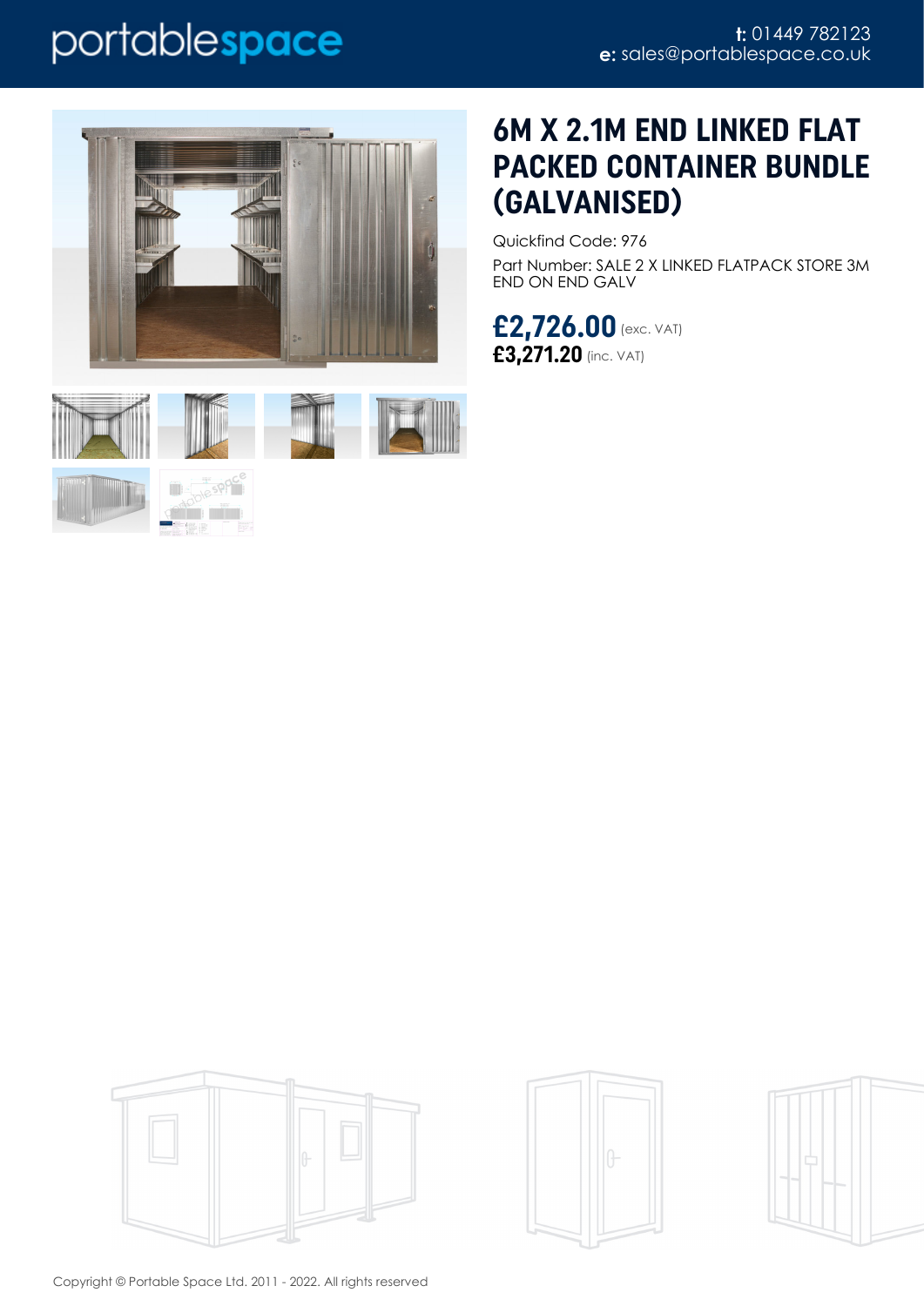# 6M X 2.1M END LINKED FLAT PACKED CONTAINER BUNDLE (GALVANISED)

Quickfind Code: 976

Part Number: SALE 2 X LINKED FLATPACK STORE 3M END ON END GALV

**£2,726.00** (exc. VAT)

**£3,271.20** (inc. VAT)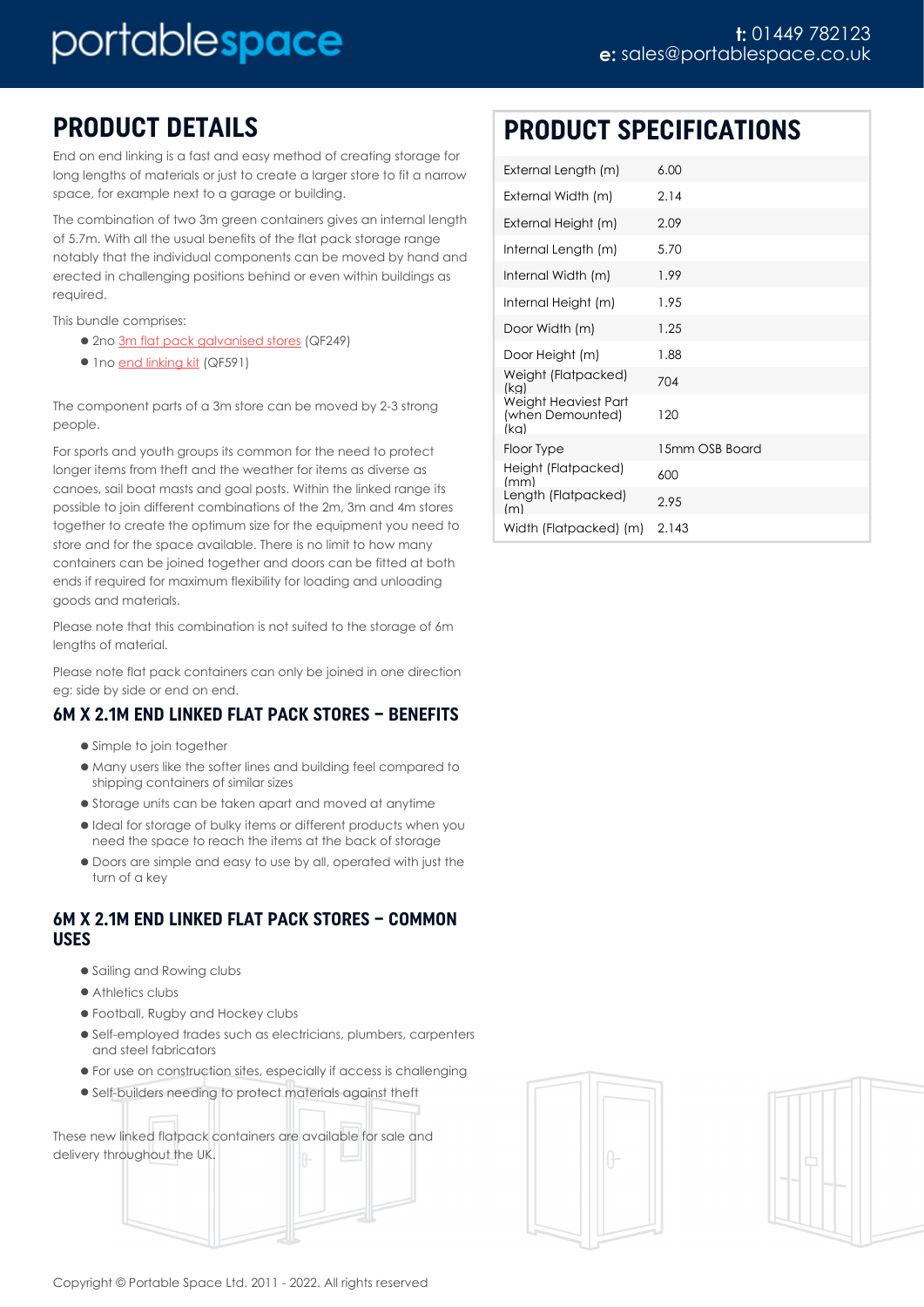## PRODUCT DETAILS

End on end linking is a fast and easy method of creating storage for long lengths of materials or just to create a larger store to fit a narrow space, for example next to a garage or building.

The combination of two 3m green containers gives an internal length of 5.7m. With all the usual benefits of the flat pack storage range notably that the individual components can be moved by hand and erected in challenging positions behind or even within buildings as required.

This bundle comprises:

- 2no 3m flat pack galvanised stores (QF249)
- 1no end linking kit (QF591)

The component parts of a 3m store can be moved by 2-3 strong people.

For sports and youth groups its common for the need to protect longer items from theft and the weather for items as diverse as canoes, sail boat masts and goal posts. Within the linked range its possible to join different combinations of the 2m, 3m and 4m stores together to create the optimum size for the equipment you need to store and for the space available. There is no limit to how many containers can be joined together and doors can be fitted at both ends if required for maximum flexibility for loading and unloading goods and materials.

Please note that this combination is not suited to the storage of 6m lengths of material.

Please note flat pack containers can only be joined in one direction eg: side by side or end on end.

### 6M X 2.1M END LINKED FLAT PACK STORES – BENEFITS

- Simple to join together
- Many users like the softer lines and building feel compared to shipping containers of similar sizes
- Storage units can be taken apart and moved at anytime
- Ideal for storage of bulky items or different products when you need the space to reach the items at the back of storage
- Doors are simple and easy to use by all, operated with just the turn of a key

### 6M X 2.1M END LINKED FLAT PACK STORES – COMMON USES

- Sailing and Rowing clubs
- Athletics clubs
- Football, Rugby and Hockey clubs
- Self-employed trades such as electricians, plumbers, carpenters and steel fabricators
- For use on construction sites, especially if access is challenging
- Self-builders needing to protect materials against theft

These new linked flatpack containers are available for sale and delivery throughout the UK.

## PRODUCT SPECIFICATIONS

| | |
|---|---|
| External Length (m) | 6.00 |
| External Width (m) | 2.14 |
| External Height (m) | 2.09 |
| Internal Length (m) | 5.70 |
| Internal Width (m) | 1.99 |
| Internal Height (m) | 1.95 |
| Door Width (m) | 1.25 |
| Door Height (m) | 1.88 |
| Weight (Flatpacked) (kg) | 704 |
| Weight Heaviest Part (when Demounted) (kg) | 120 |
| Floor Type | 15mm OSB Board |
| Height (Flatpacked) (mm) | 600 |
| Length (Flatpacked) (m) | 2.95 |
| Width (Flatpacked) (m) | 2.143 |